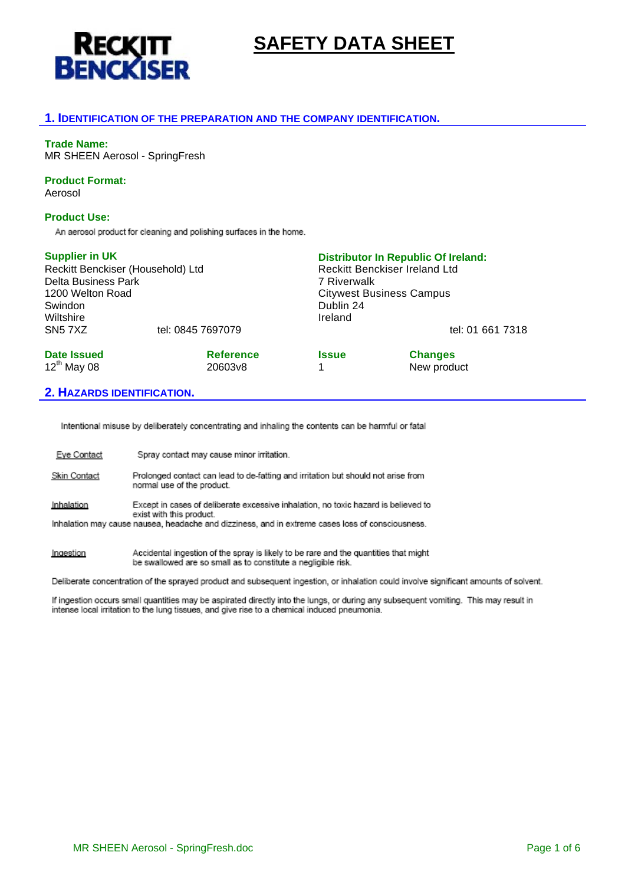RECKITT BENCKISER

# SAFETY DATA SHEET

## 1. IDENTIFICATION OF THE PREPARATION AND THE COMPANY IDENTIFICATION.

**Trade Name:**
MR SHEEN Aerosol - SpringFresh

**Product Format:**
Aerosol

**Product Use:**
An aerosol product for cleaning and polishing surfaces in the home.

**Supplier in UK**
Reckitt Benckiser (Household) Ltd
Delta Business Park
1200 Welton Road
Swindon
Wiltshire
SN5 7XZ tel: 0845 7697079

**Distributor In Republic Of Ireland:**
Reckitt Benckiser Ireland Ltd
7 Riverwalk
Citywest Business Campus
Dublin 24
Ireland
tel: 01 661 7318

| Date Issued | Reference | Issue | Changes |
|---|---|---|---|
| 12th May 08 | 20603v8 | 1 | New product |

## 2. HAZARDS IDENTIFICATION.

Intentional misuse by deliberately concentrating and inhaling the contents can be harmful or fatal

Eye Contact: Spray contact may cause minor irritation.

Skin Contact: Prolonged contact can lead to de-fatting and irritation but should not arise from normal use of the product.

Inhalation: Except in cases of deliberate excessive inhalation, no toxic hazard is believed to exist with this product.
Inhalation may cause nausea, headache and dizziness, and in extreme cases loss of consciousness.

Ingestion: Accidental ingestion of the spray is likely to be rare and the quantities that might be swallowed are so small as to constitute a negligible risk.

Deliberate concentration of the sprayed product and subsequent ingestion, or inhalation could involve significant amounts of solvent.

If ingestion occurs small quantities may be aspirated directly into the lungs, or during any subsequent vomiting. This may result in intense local irritation to the lung tissues, and give rise to a chemical induced pneumonia.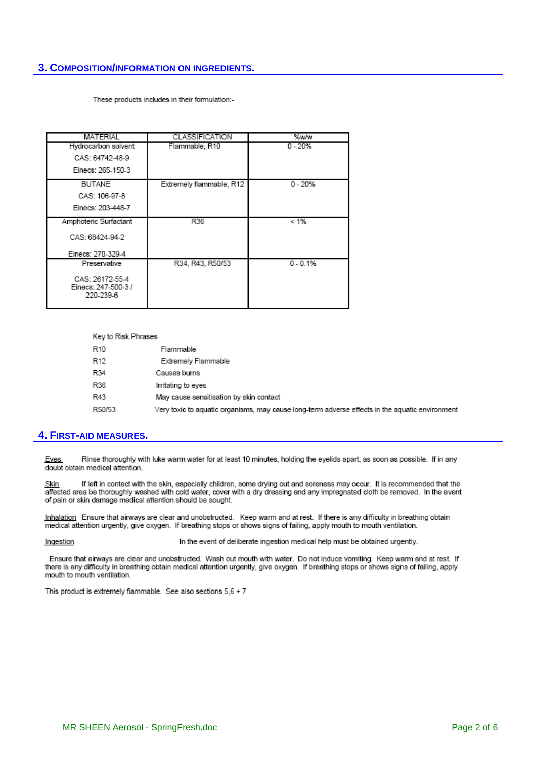## 3. Composition/Information on Ingredients.

These products includes in their formulation:-

| MATERIAL | CLASSIFICATION | %w/w |
|---|---|---|
| Hydrocarbon solvent<br>CAS: 64742-48-9<br>Einecs: 265-150-3 | Flammable, R10 | 0 - 20% |
| BUTANE<br>CAS: 106-97-8<br>Einecs: 203-448-7 | Extremely flammable, R12 | 0 - 20% |
| Amphoteric Surfactant<br>CAS: 68424-94-2<br>Einecs: 270-329-4 | R36 | < 1% |
| Preservative<br>CAS: 26172-55-4<br>Einecs: 247-500-3 / 220-239-6 | R34, R43, R50/53 | 0 - 0.1% |

Key to Risk Phrases

| | |
|---|---|
| R10 | Flammable |
| R12 | Extremely Flammable |
| R34 | Causes burns |
| R36 | Irritating to eyes |
| R43 | May cause sensitisation by skin contact |
| R50/53 | Very toxic to aquatic organisms, may cause long-term adverse effects in the aquatic environment |

## 4. First-aid Measures.

Eyes Rinse thoroughly with luke warm water for at least 10 minutes, holding the eyelids apart, as soon as possible. If in any doubt obtain medical attention.

Skin If left in contact with the skin, especially children, some drying out and soreness may occur. It is recommended that the affected area be thoroughly washed with cold water, cover with a dry dressing and any impregnated cloth be removed. In the event of pain or skin damage medical attention should be sought.

Inhalation Ensure that airways are clear and unobstructed. Keep warm and at rest. If there is any difficulty in breathing obtain medical attention urgently, give oxygen. If breathing stops or shows signs of failing, apply mouth to mouth ventilation.

Ingestion In the event of deliberate ingestion medical help must be obtained urgently.

Ensure that airways are clear and unobstructed. Wash out mouth with water. Do not induce vomiting. Keep warm and at rest. If there is any difficulty in breathing obtain medical attention urgently, give oxygen. If breathing stops or shows signs of failing, apply mouth to mouth ventilation.

This product is extremely flammable. See also sections 5,6 + 7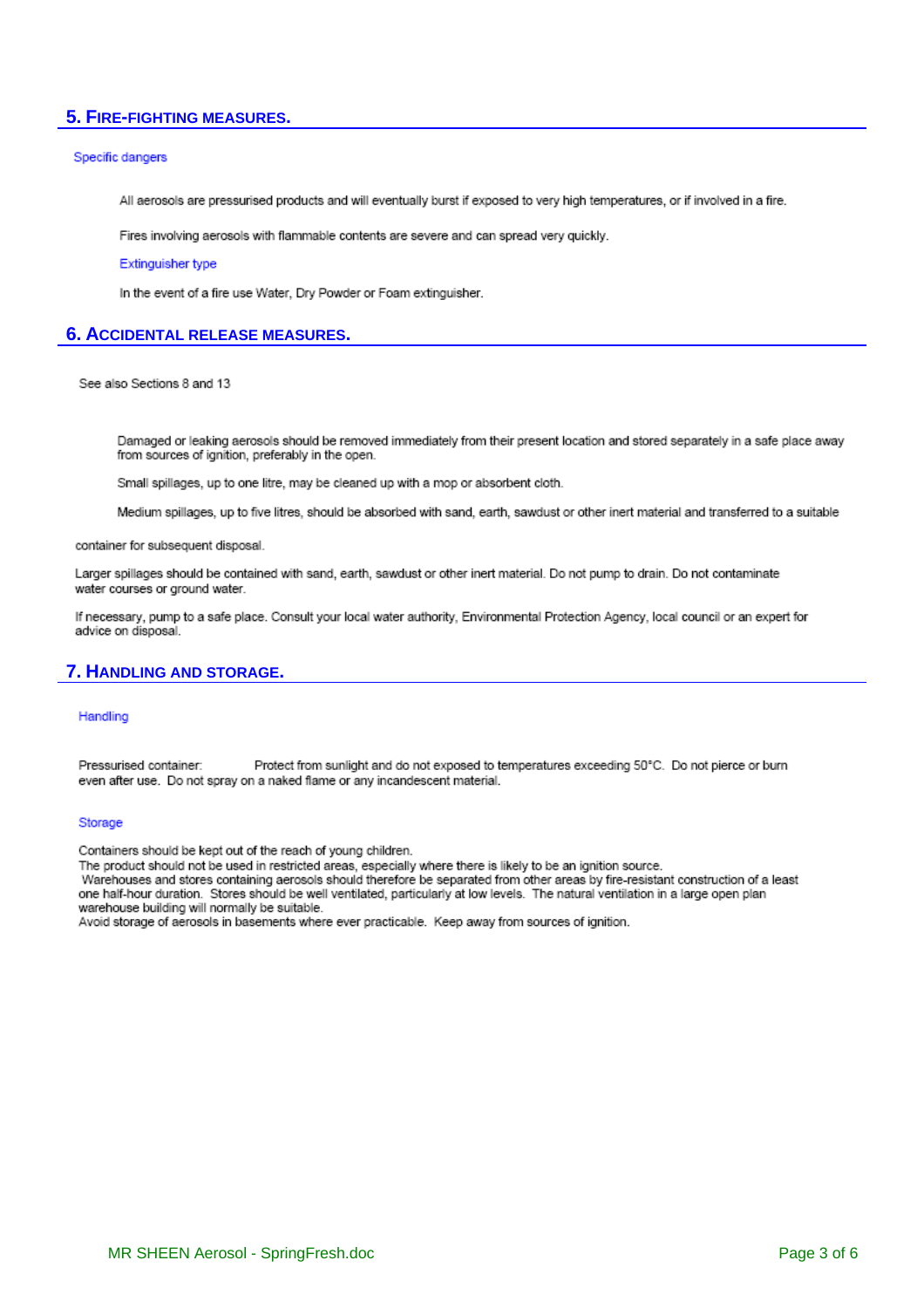## 5. Fire-fighting measures.

### Specific dangers

All aerosols are pressurised products and will eventually burst if exposed to very high temperatures, or if involved in a fire.

Fires involving aerosols with flammable contents are severe and can spread very quickly.

### Extinguisher type

In the event of a fire use Water, Dry Powder or Foam extinguisher.

## 6. Accidental release measures.

See also Sections 8 and 13

Damaged or leaking aerosols should be removed immediately from their present location and stored separately in a safe place away from sources of ignition, preferably in the open.

Small spillages, up to one litre, may be cleaned up with a mop or absorbent cloth.

Medium spillages, up to five litres, should be absorbed with sand, earth, sawdust or other inert material and transferred to a suitable container for subsequent disposal.

Larger spillages should be contained with sand, earth, sawdust or other inert material. Do not pump to drain. Do not contaminate water courses or ground water.

If necessary, pump to a safe place. Consult your local water authority, Environmental Protection Agency, local council or an expert for advice on disposal.

## 7. Handling and storage.

### Handling

Pressurised container: Protect from sunlight and do not exposed to temperatures exceeding 50°C. Do not pierce or burn even after use. Do not spray on a naked flame or any incandescent material.

### Storage

Containers should be kept out of the reach of young children.
The product should not be used in restricted areas, especially where there is likely to be an ignition source.
Warehouses and stores containing aerosols should therefore be separated from other areas by fire-resistant construction of a least one half-hour duration. Stores should be well ventilated, particularly at low levels. The natural ventilation in a large open plan warehouse building will normally be suitable.
Avoid storage of aerosols in basements where ever practicable. Keep away from sources of ignition.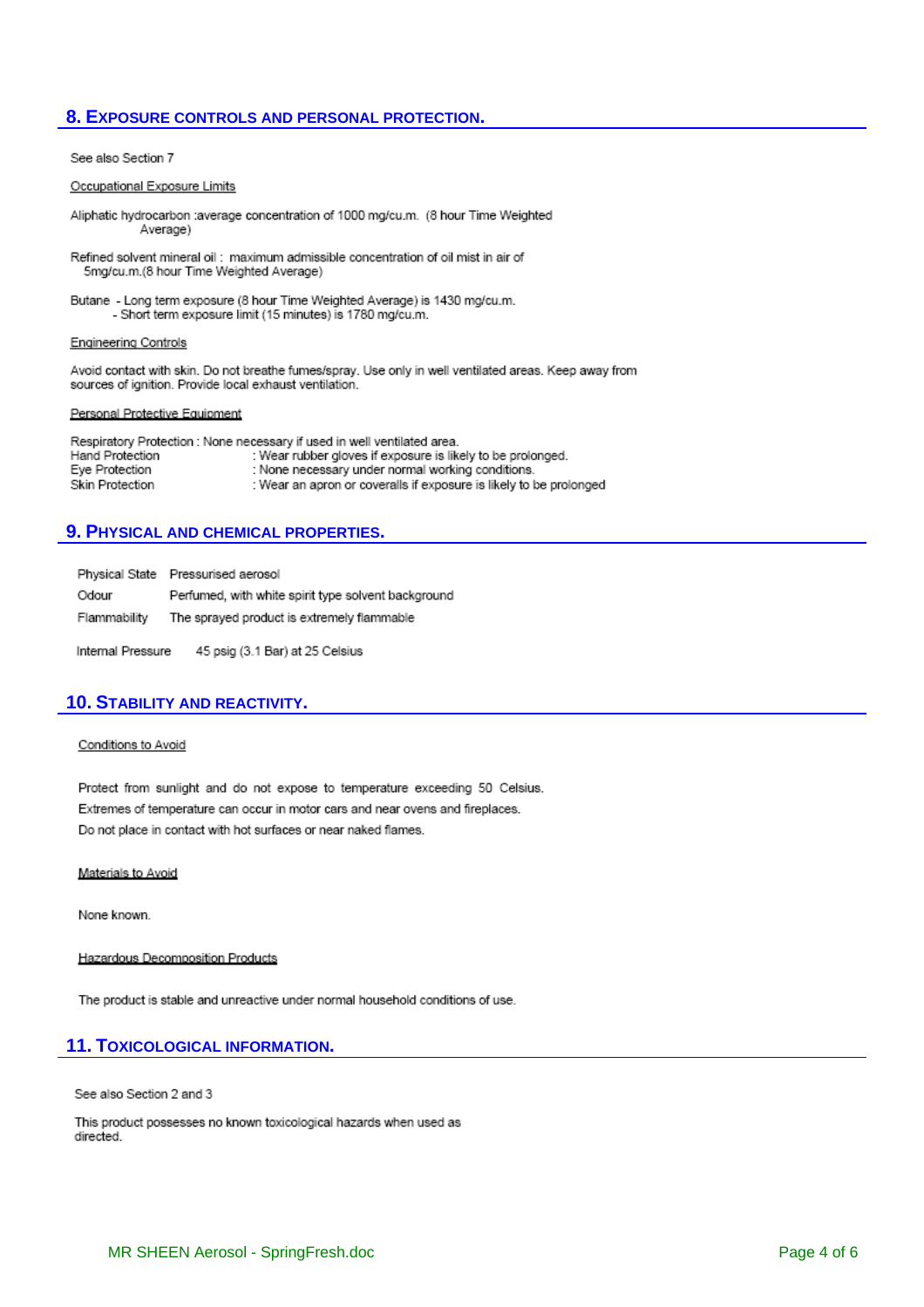## 8. EXPOSURE CONTROLS AND PERSONAL PROTECTION.

See also Section 7

Occupational Exposure Limits

Aliphatic hydrocarbon :average concentration of 1000 mg/cu.m. (8 hour Time Weighted Average)

Refined solvent mineral oil : maximum admissible concentration of oil mist in air of 5mg/cu.m.(8 hour Time Weighted Average)

Butane - Long term exposure (8 hour Time Weighted Average) is 1430 mg/cu.m.
- Short term exposure limit (15 minutes) is 1780 mg/cu.m.

Engineering Controls

Avoid contact with skin. Do not breathe fumes/spray. Use only in well ventilated areas. Keep away from sources of ignition. Provide local exhaust ventilation.

Personal Protective Equipment

Respiratory Protection : None necessary if used in well ventilated area.
Hand Protection : Wear rubber gloves if exposure is likely to be prolonged.
Eye Protection : None necessary under normal working conditions.
Skin Protection : Wear an apron or coveralls if exposure is likely to be prolonged

## 9. PHYSICAL AND CHEMICAL PROPERTIES.

| | |
|---|---|
| Physical State | Pressurised aerosol |
| Odour | Perfumed, with white spirit type solvent background |
| Flammability | The sprayed product is extremely flammable |
| Internal Pressure | 45 psig (3.1 Bar) at 25 Celsius |

## 10. STABILITY AND REACTIVITY.

Conditions to Avoid

Protect from sunlight and do not expose to temperature exceeding 50 Celsius.
Extremes of temperature can occur in motor cars and near ovens and fireplaces.
Do not place in contact with hot surfaces or near naked flames.

Materials to Avoid

None known.

Hazardous Decomposition Products

The product is stable and unreactive under normal household conditions of use.

## 11. TOXICOLOGICAL INFORMATION.

See also Section 2 and 3

This product possesses no known toxicological hazards when used as directed.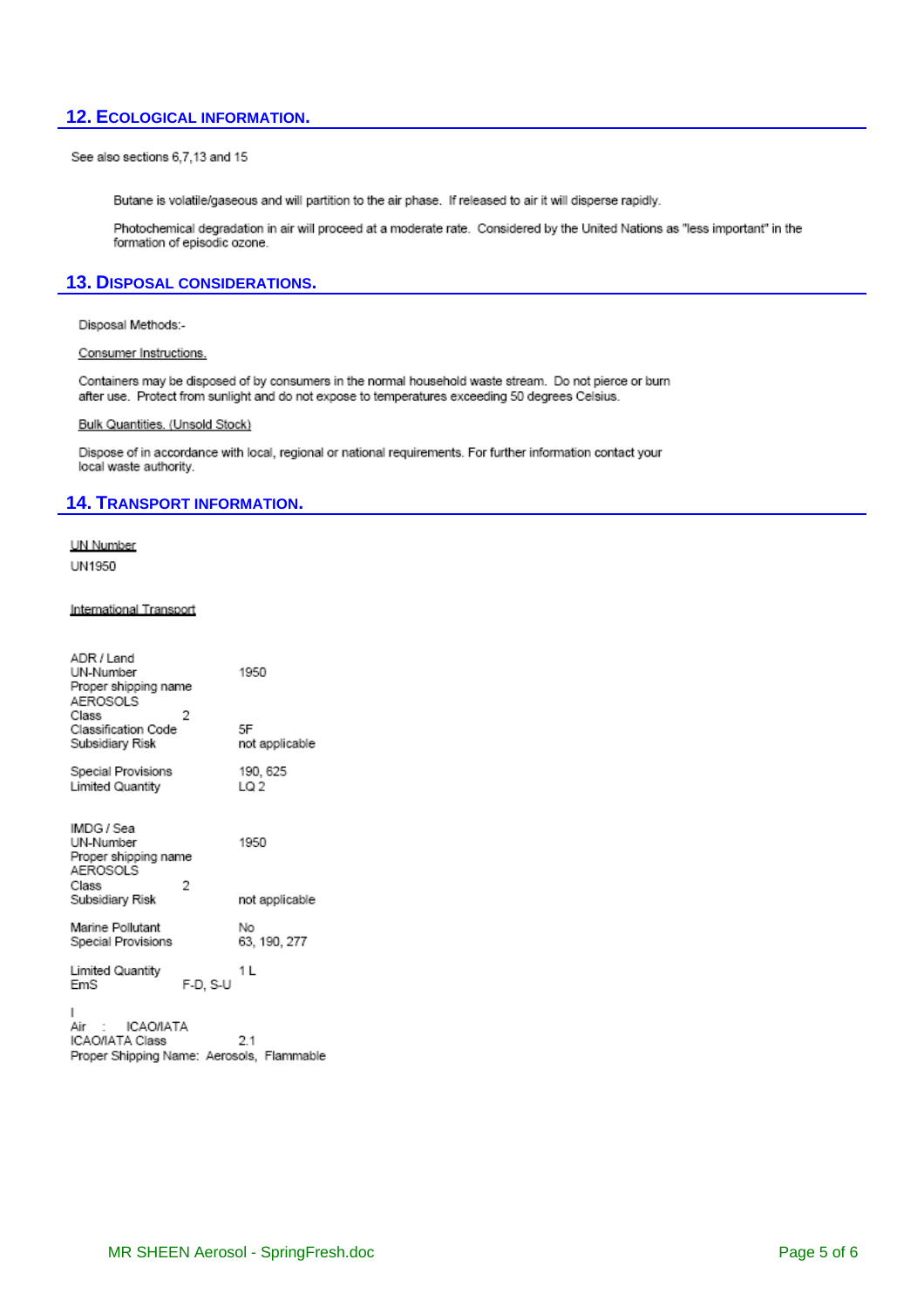## 12. Ecological information.

See also sections 6,7,13 and 15

Butane is volatile/gaseous and will partition to the air phase. If released to air it will disperse rapidly.

Photochemical degradation in air will proceed at a moderate rate. Considered by the United Nations as "less important" in the formation of episodic ozone.

## 13. Disposal considerations.

Disposal Methods:-

Consumer Instructions.

Containers may be disposed of by consumers in the normal household waste stream. Do not pierce or burn after use. Protect from sunlight and do not expose to temperatures exceeding 50 degrees Celsius.

Bulk Quantities. (Unsold Stock)

Dispose of in accordance with local, regional or national requirements. For further information contact your local waste authority.

## 14. Transport information.

UN Number

UN1950

International Transport

ADR / Land

| | |
|---|---|
| UN-Number | 1950 |
| Proper shipping name | AEROSOLS |
| Class | 2 |
| Classification Code | 5F |
| Subsidiary Risk | not applicable |
| Special Provisions | 190, 625 |
| Limited Quantity | LQ 2 |

IMDG / Sea

| | |
|---|---|
| UN-Number | 1950 |
| Proper shipping name | AEROSOLS |
| Class | 2 |
| Subsidiary Risk | not applicable |
| Marine Pollutant | No |
| Special Provisions | 63, 190, 277 |
| Limited Quantity | 1 L |
| EmS | F-D, S-U |

Air : ICAO/IATA

ICAO/IATA Class 2.1

Proper Shipping Name: Aerosols, Flammable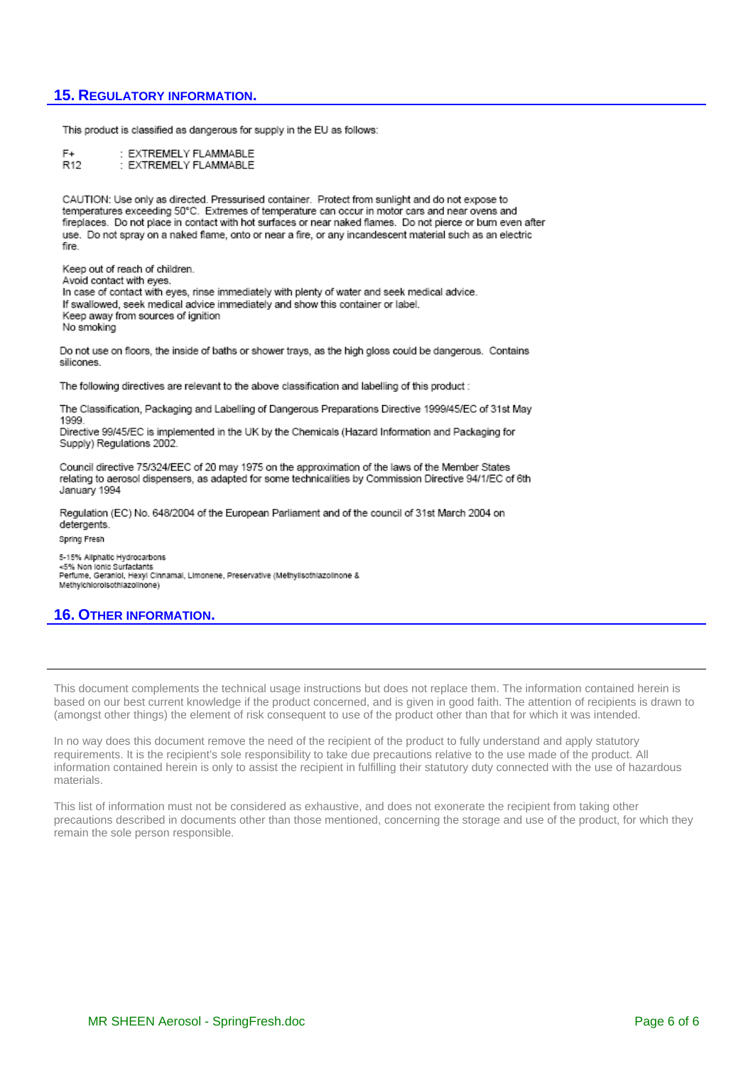## 15. Regulatory information.

This product is classified as dangerous for supply in the EU as follows:

F+ : EXTREMELY FLAMMABLE
R12 : EXTREMELY FLAMMABLE

CAUTION: Use only as directed. Pressurised container. Protect from sunlight and do not expose to temperatures exceeding 50°C. Extremes of temperature can occur in motor cars and near ovens and fireplaces. Do not place in contact with hot surfaces or near naked flames. Do not pierce or burn even after use. Do not spray on a naked flame, onto or near a fire, or any incandescent material such as an electric fire.

Keep out of reach of children.
Avoid contact with eyes.
In case of contact with eyes, rinse immediately with plenty of water and seek medical advice.
If swallowed, seek medical advice immediately and show this container or label.
Keep away from sources of ignition
No smoking

Do not use on floors, the inside of baths or shower trays, as the high gloss could be dangerous. Contains silicones.

The following directives are relevant to the above classification and labelling of this product :

The Classification, Packaging and Labelling of Dangerous Preparations Directive 1999/45/EC of 31st May 1999.
Directive 99/45/EC is implemented in the UK by the Chemicals (Hazard Information and Packaging for Supply) Regulations 2002.

Council directive 75/324/EEC of 20 may 1975 on the approximation of the laws of the Member States relating to aerosol dispensers, as adapted for some technicalities by Commission Directive 94/1/EC of 6th January 1994

Regulation (EC) No. 648/2004 of the European Parliament and of the council of 31st March 2004 on detergents.

Spring Fresh

5-15% Aliphatic Hydrocarbons
<5% Non Ionic Surfactants
Perfume, Geraniol, Hexyl Cinnamal, Limonene, Preservative (Methylisothiazolinone & Methylchloroisothiazolinone)

## 16. Other information.

This document complements the technical usage instructions but does not replace them. The information contained herein is based on our best current knowledge if the product concerned, and is given in good faith. The attention of recipients is drawn to (amongst other things) the element of risk consequent to use of the product other than that for which it was intended.

In no way does this document remove the need of the recipient of the product to fully understand and apply statutory requirements. It is the recipient's sole responsibility to take due precautions relative to the use made of the product. All information contained herein is only to assist the recipient in fulfilling their statutory duty connected with the use of hazardous materials.

This list of information must not be considered as exhaustive, and does not exonerate the recipient from taking other precautions described in documents other than those mentioned, concerning the storage and use of the product, for which they remain the sole person responsible.